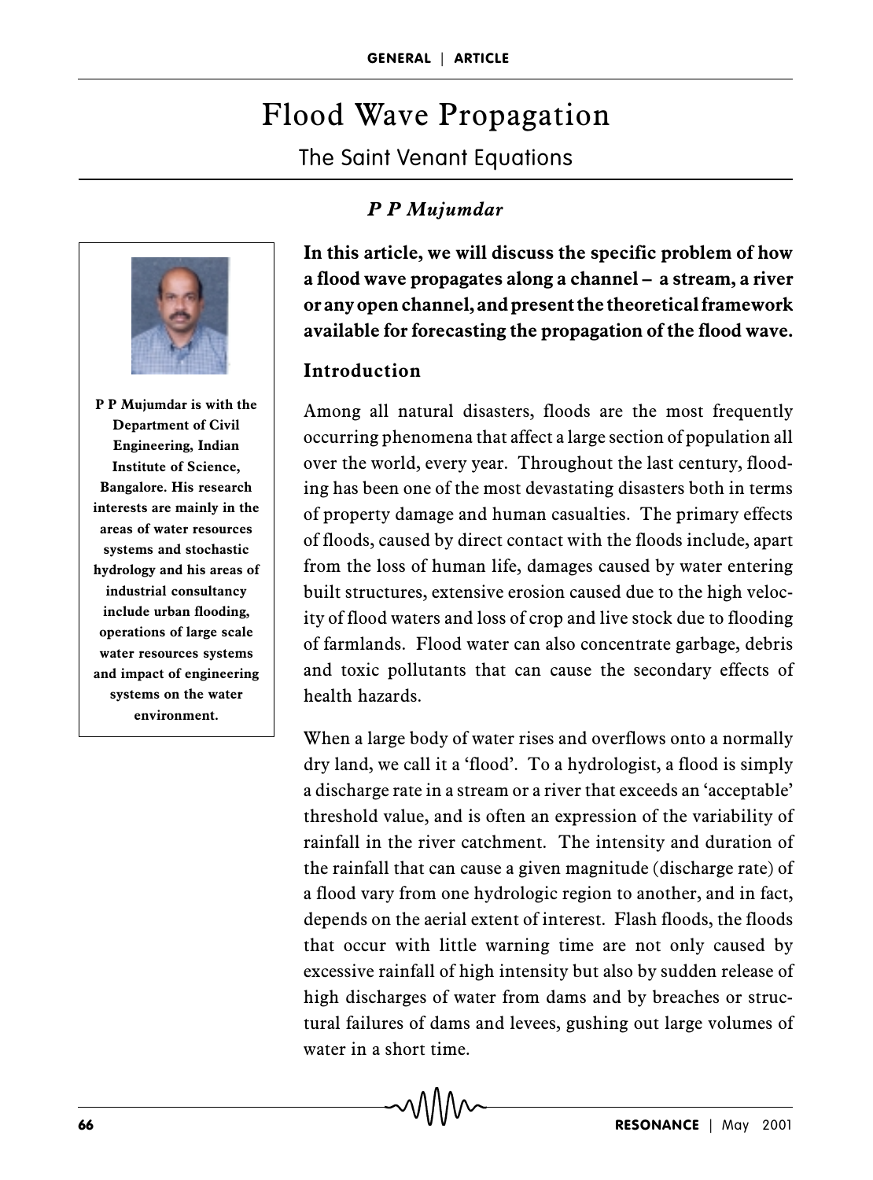# Flood Wave Propagation

## The Saint Venant Equations

*P P Mujumdar*

**P P Mujumdar is with the Department of Civil Engineering, Indian Institute of Science, Bangalore. His research interests are mainly in the areas of water resources systems and stochastic hydrology and his areas of industrial consultancy include urban flooding, operations of large scale water resources systems and impact of engineering systems on the water environment.**

**In this article, we will discuss the specific problem of how a flood wave propagates along a channel – a stream, a river or any open channel, and present the theoretical framework available for forecasting the propagation of the flood wave.**

### Introduction

Among all natural disasters, floods are the most frequently occurring phenomena that affect a large section of population all over the world, every year. Throughout the last century, flooding has been one of the most devastating disasters both in terms of property damage and human casualties. The primary effects of floods, caused by direct contact with the floods include, apart from the loss of human life, damages caused by water entering built structures, extensive erosion caused due to the high velocity of flood waters and loss of crop and live stock due to flooding of farmlands. Flood water can also concentrate garbage, debris and toxic pollutants that can cause the secondary effects of health hazards.

When a large body of water rises and overflows onto a normally dry land, we call it a 'flood'. To a hydrologist, a flood is simply a discharge rate in a stream or a river that exceeds an 'acceptable' threshold value, and is often an expression of the variability of rainfall in the river catchment. The intensity and duration of the rainfall that can cause a given magnitude (discharge rate) of a flood vary from one hydrologic region to another, and in fact, depends on the aerial extent of interest. Flash floods, the floods that occur with little warning time are not only caused by excessive rainfall of high intensity but also by sudden release of high discharges of water from dams and by breaches or structural failures of dams and levees, gushing out large volumes of water in a short time.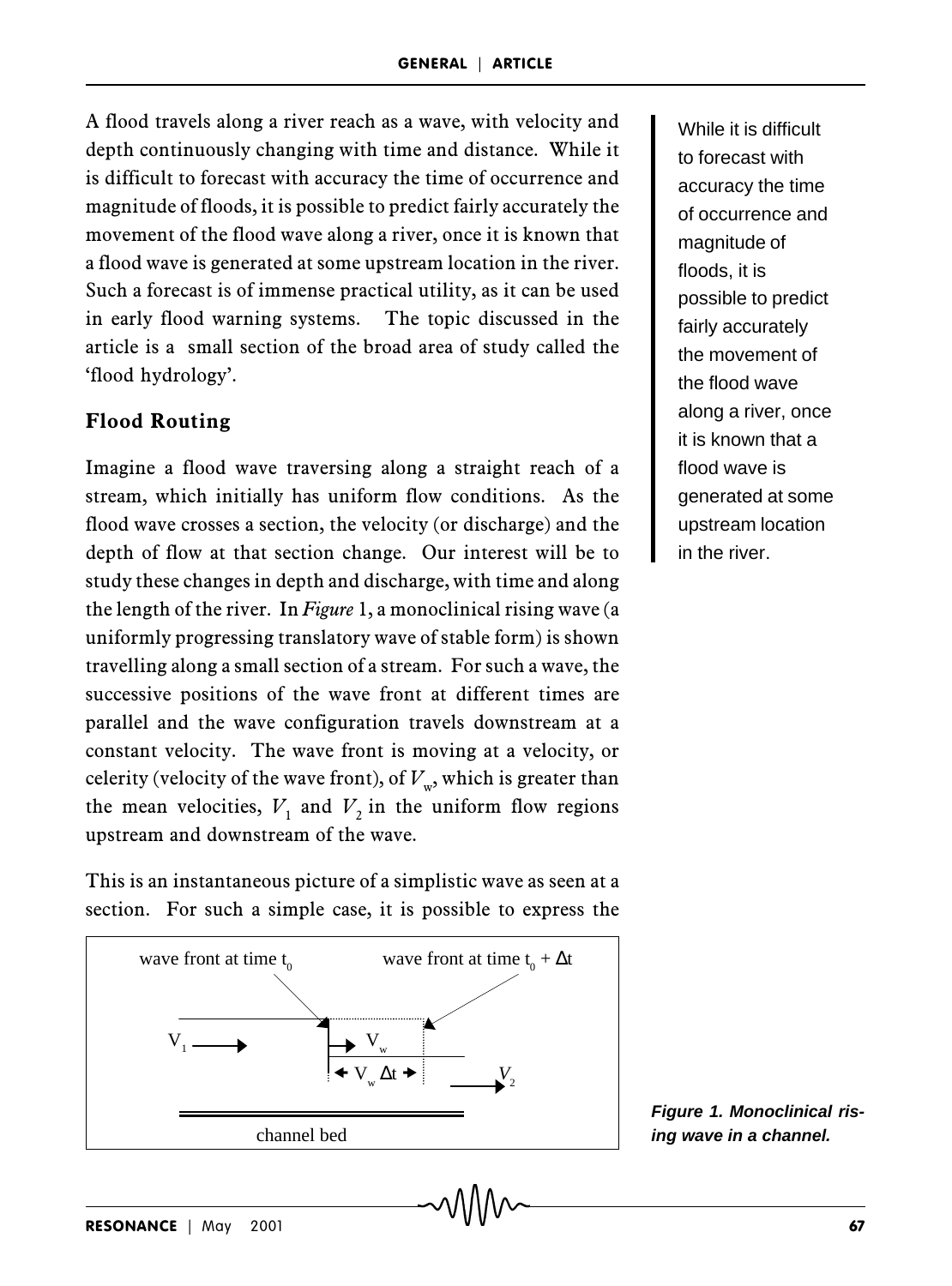A flood travels along a river reach as a wave, with velocity and depth continuously changing with time and distance. While it is difficult to forecast with accuracy the time of occurrence and magnitude of floods, it is possible to predict fairly accurately the movement of the flood wave along a river, once it is known that a flood wave is generated at some upstream location in the river. Such a forecast is of immense practical utility, as it can be used in early flood warning systems. The topic discussed in the article is a small section of the broad area of study called the 'flood hydrology'.

While it is difficult to forecast with accuracy the time of occurrence and magnitude of floods, it is possible to predict fairly accurately the movement of the flood wave along a river, once it is known that a flood wave is generated at some upstream location in the river.

## Flood Routing

Imagine a flood wave traversing along a straight reach of a stream, which initially has uniform flow conditions. As the flood wave crosses a section, the velocity (or discharge) and the depth of flow at that section change. Our interest will be to study these changes in depth and discharge, with time and along the length of the river. In *Figure* 1, a monoclinical rising wave (a uniformly progressing translatory wave of stable form) is shown travelling along a small section of a stream. For such a wave, the successive positions of the wave front at different times are parallel and the wave configuration travels downstream at a constant velocity. The wave front is moving at a velocity, or celerity (velocity of the wave front), of $V_w$, which is greater than the mean velocities, $V_1$ and $V_2$ in the uniform flow regions upstream and downstream of the wave.

This is an instantaneous picture of a simplistic wave as seen at a section. For such a simple case, it is possible to express the

wave front at time $t_0$ — wave front at time $t_0 + \Delta t$ — $V_1$ — $V_w$ — $V_w \Delta t$ — $V_2$ — channel bed

**Figure 1. Monoclinical rising wave in a channel.**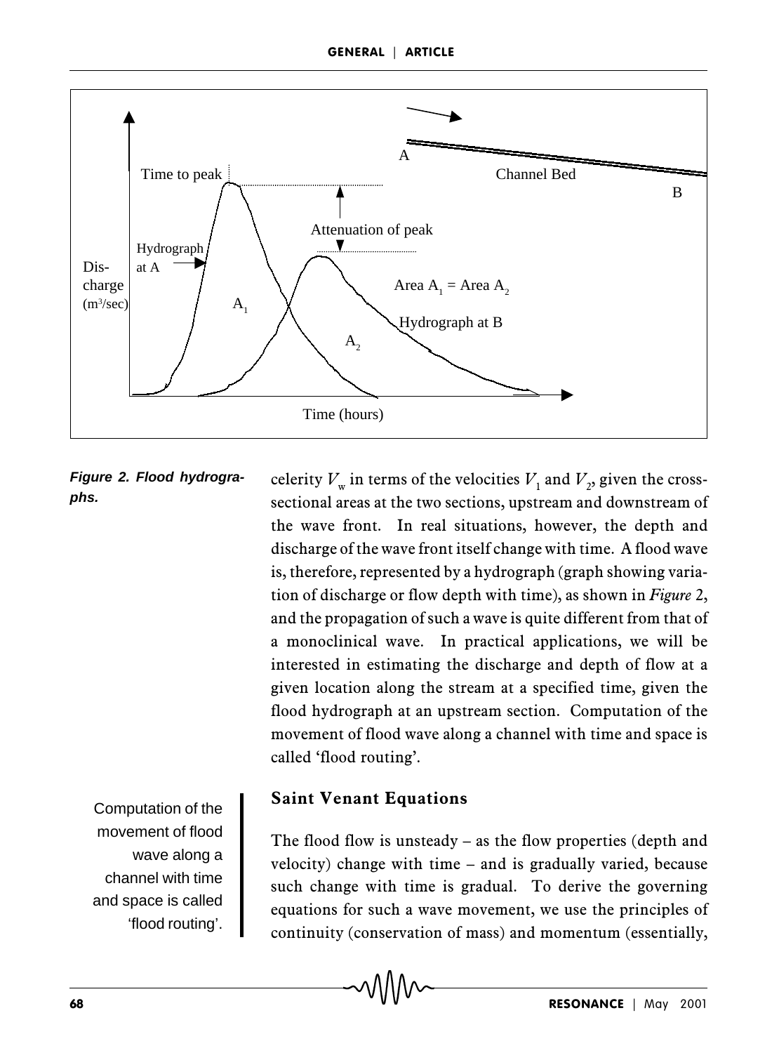Figure 2. Flood hydrographs.

celerity $V_w$ in terms of the velocities $V_1$ and $V_2$, given the cross-sectional areas at the two sections, upstream and downstream of the wave front. In real situations, however, the depth and discharge of the wave front itself change with time. A flood wave is, therefore, represented by a hydrograph (graph showing variation of discharge or flow depth with time), as shown in *Figure* 2, and the propagation of such a wave is quite different from that of a monoclinical wave. In practical applications, we will be interested in estimating the discharge and depth of flow at a given location along the stream at a specified time, given the flood hydrograph at an upstream section. Computation of the movement of flood wave along a channel with time and space is called 'flood routing'.

Computation of the movement of flood wave along a channel with time and space is called 'flood routing'.

## Saint Venant Equations

The flood flow is unsteady – as the flow properties (depth and velocity) change with time – and is gradually varied, because such change with time is gradual. To derive the governing equations for such a wave movement, we use the principles of continuity (conservation of mass) and momentum (essentially,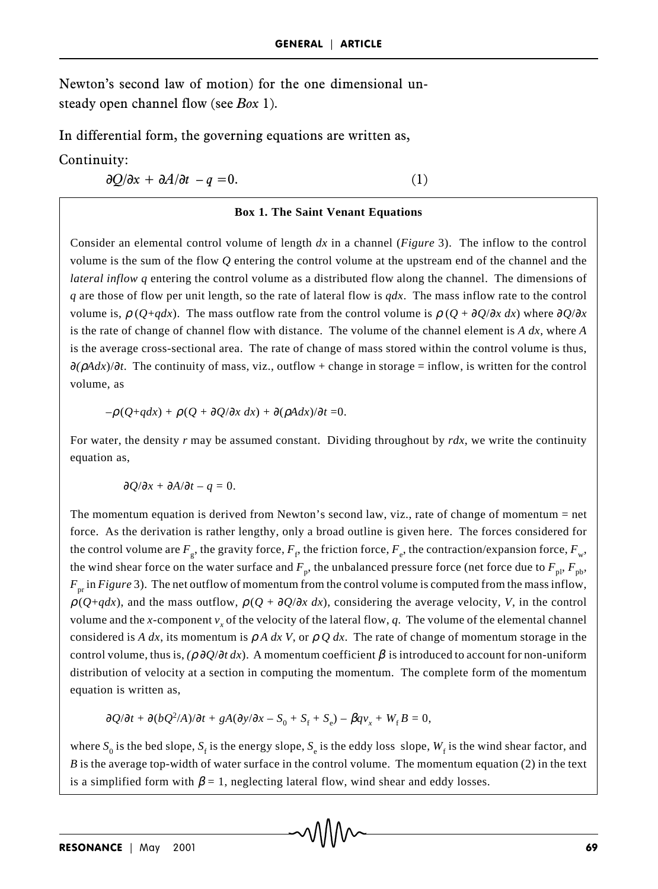Newton's second law of motion) for the one dimensional unsteady open channel flow (see *Box* 1).

In differential form, the governing equations are written as,

Continuity:

$$\partial Q/\partial x + \partial A/\partial t - q = 0. \qquad (1)$$

**Box 1. The Saint Venant Equations**

Consider an elemental control volume of length $dx$ in a channel (*Figure* 3). The inflow to the control volume is the sum of the flow $Q$ entering the control volume at the upstream end of the channel and the *lateral inflow* $q$ entering the control volume as a distributed flow along the channel. The dimensions of $q$ are those of flow per unit length, so the rate of lateral flow is $qdx$. The mass inflow rate to the control volume is, $\rho(Q+qdx)$. The mass outflow rate from the control volume is $\rho(Q + \partial Q/\partial x\, dx)$ where $\partial Q/\partial x$ is the rate of change of channel flow with distance. The volume of the channel element is $A\,dx$, where $A$ is the average cross-sectional area. The rate of change of mass stored within the control volume is thus, $\partial(\rho A dx)/\partial t$. The continuity of mass, viz., outflow + change in storage = inflow, is written for the control volume, as

$$-\rho(Q+qdx) + \rho(Q + \partial Q/\partial x\, dx) + \partial(\rho A dx)/\partial t = 0.$$

For water, the density $r$ may be assumed constant. Dividing throughout by $rdx$, we write the continuity equation as,

$$\partial Q/\partial x + \partial A/\partial t - q = 0.$$

The momentum equation is derived from Newton's second law, viz., rate of change of momentum = net force. As the derivation is rather lengthy, only a broad outline is given here. The forces considered for the control volume are $F_g$, the gravity force, $F_f$, the friction force, $F_e$, the contraction/expansion force, $F_w$, the wind shear force on the water surface and $F_p$, the unbalanced pressure force (net force due to $F_{pl}$, $F_{pb}$, $F_{pr}$ in *Figure* 3). The net outflow of momentum from the control volume is computed from the mass inflow, $\rho(Q+qdx)$, and the mass outflow, $\rho(Q + \partial Q/\partial x\, dx)$, considering the average velocity, $V$, in the control volume and the $x$-component $v_x$ of the velocity of the lateral flow, $q$. The volume of the elemental channel considered is $A\,dx$, its momentum is $\rho A\, dx\, V$, or $\rho Q\, dx$. The rate of change of momentum storage in the control volume, thus is, $(\rho\,\partial Q/\partial t\, dx)$. A momentum coefficient $\beta$ is introduced to account for non-uniform distribution of velocity at a section in computing the momentum. The complete form of the momentum equation is written as,

$$\partial Q/\partial t + \partial(bQ^2/A)/\partial t + gA(\partial y/\partial x - S_0 + S_f + S_e) - \beta q v_x + W_f B = 0,$$

where $S_0$ is the bed slope, $S_f$ is the energy slope, $S_e$ is the eddy loss slope, $W_f$ is the wind shear factor, and $B$ is the average top-width of water surface in the control volume. The momentum equation (2) in the text is a simplified form with $\beta = 1$, neglecting lateral flow, wind shear and eddy losses.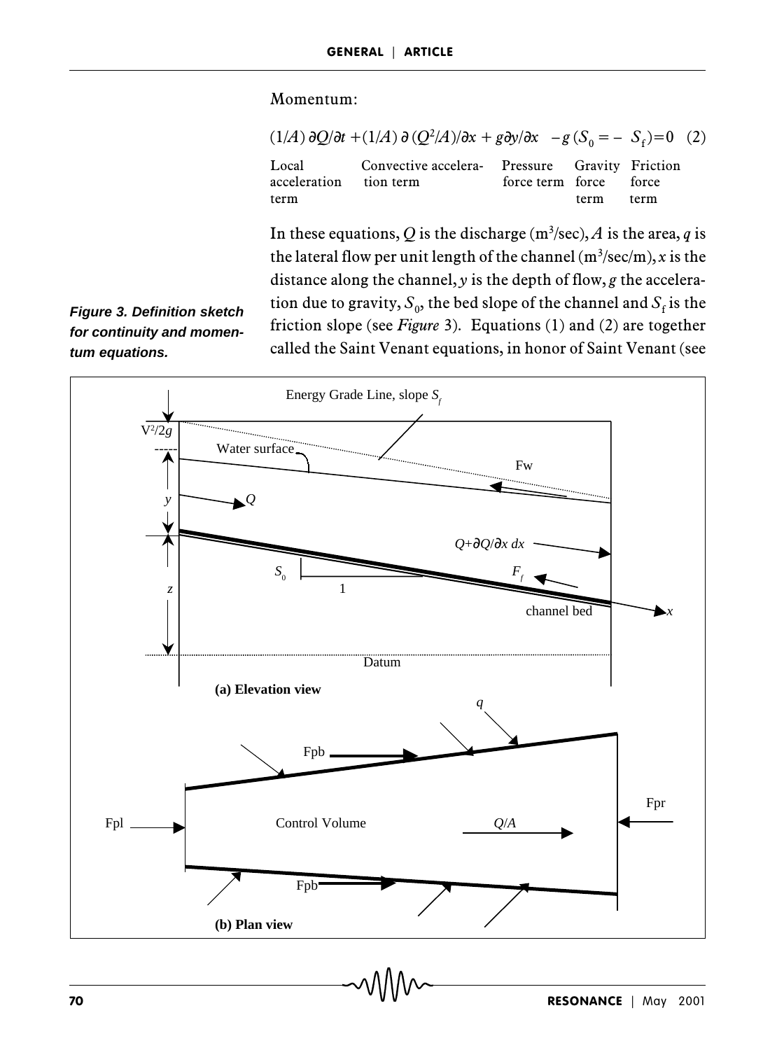Momentum:

$$(1/A)\,\partial Q/\partial t + (1/A)\,\partial (Q^2/A)/\partial x + g\partial y/\partial x \quad - g\,(S_0 = - \;\; S_f) = 0 \quad (2)$$

| Local acceleration term | Convective acceleration term | Pressure force term | Gravity force term | Friction force term |
|---|---|---|---|---|

In these equations, $Q$ is the discharge ($m^3$/sec), $A$ is the area, $q$ is the lateral flow per unit length of the channel ($m^3$/sec/m), $x$ is the distance along the channel, $y$ is the depth of flow, $g$ the acceleration due to gravity, $S_0$, the bed slope of the channel and $S_f$ is the friction slope (see *Figure* 3). Equations (1) and (2) are together called the Saint Venant equations, in honor of Saint Venant (see

***Figure 3. Definition sketch for continuity and momentum equations.***

(a) Elevation view

(b) Plan view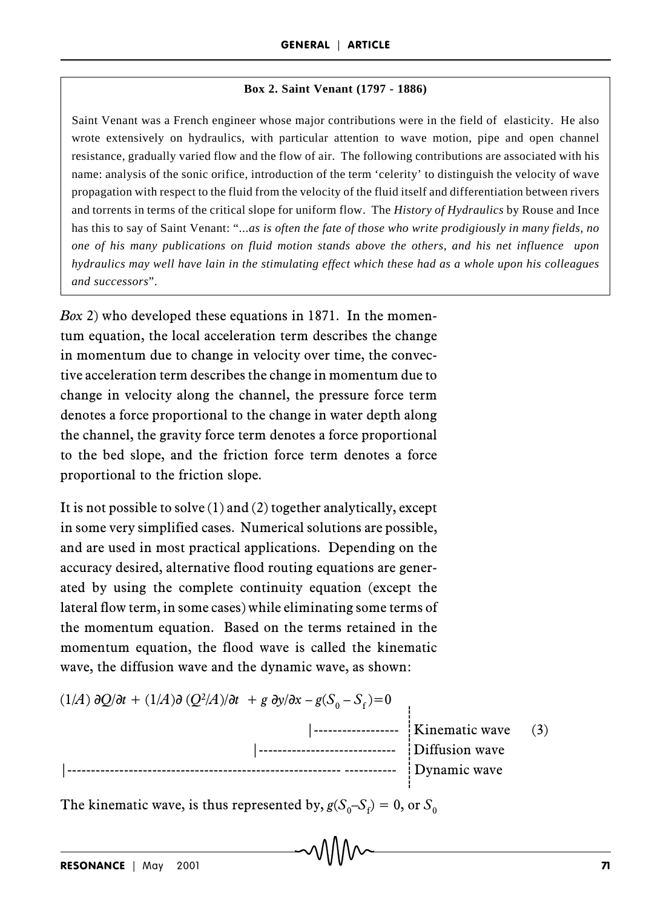**Box 2. Saint Venant (1797 - 1886)**

Saint Venant was a French engineer whose major contributions were in the field of elasticity. He also wrote extensively on hydraulics, with particular attention to wave motion, pipe and open channel resistance, gradually varied flow and the flow of air. The following contributions are associated with his name: analysis of the sonic orifice, introduction of the term 'celerity' to distinguish the velocity of wave propagation with respect to the fluid from the velocity of the fluid itself and differentiation between rivers and torrents in terms of the critical slope for uniform flow. The *History of Hydraulics* by Rouse and Ince has this to say of Saint Venant: "*...as is often the fate of those who write prodigiously in many fields, no one of his many publications on fluid motion stands above the others, and his net influence upon hydraulics may well have lain in the stimulating effect which these had as a whole upon his colleagues and successors*".

*Box* 2) who developed these equations in 1871. In the momentum equation, the local acceleration term describes the change in momentum due to change in velocity over time, the convective acceleration term describes the change in momentum due to change in velocity along the channel, the pressure force term denotes a force proportional to the change in water depth along the channel, the gravity force term denotes a force proportional to the bed slope, and the friction force term denotes a force proportional to the friction slope.

It is not possible to solve (1) and (2) together analytically, except in some very simplified cases. Numerical solutions are possible, and are used in most practical applications. Depending on the accuracy desired, alternative flood routing equations are generated by using the complete continuity equation (except the lateral flow term, in some cases) while eliminating some terms of the momentum equation. Based on the terms retained in the momentum equation, the flood wave is called the kinematic wave, the diffusion wave and the dynamic wave, as shown:

$$(1/A)\,\partial Q/\partial t + (1/A)\,\partial (Q^2/A)/\partial t + g\,\partial y/\partial x - g(S_0 - S_f) = 0 \qquad (3)$$

```
                                                    |----------------- Kinematic wave
                                     |---------------------------- Diffusion wave
|-------------------------------------------------------------------- Dynamic wave
```

The kinematic wave, is thus represented by, $g(S_0 - S_f) = 0$, or $S_0$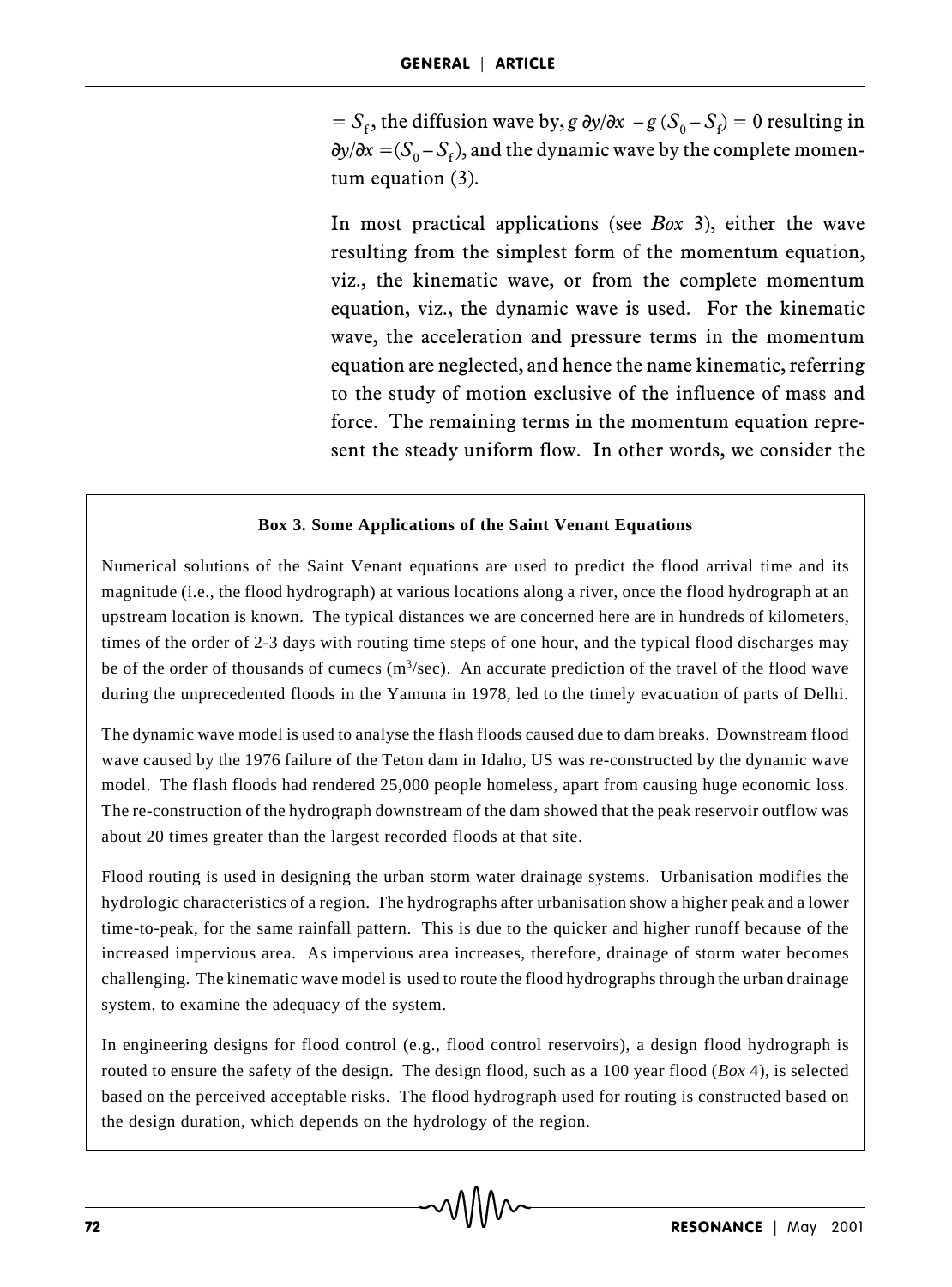$= S_f$, the diffusion wave by, $g\, \partial y/\partial x - g\,(S_0 - S_f) = 0$ resulting in $\partial y/\partial x = (S_0 - S_f)$, and the dynamic wave by the complete momentum equation (3).

In most practical applications (see *Box* 3), either the wave resulting from the simplest form of the momentum equation, viz., the kinematic wave, or from the complete momentum equation, viz., the dynamic wave is used. For the kinematic wave, the acceleration and pressure terms in the momentum equation are neglected, and hence the name kinematic, referring to the study of motion exclusive of the influence of mass and force. The remaining terms in the momentum equation represent the steady uniform flow. In other words, we consider the

**Box 3. Some Applications of the Saint Venant Equations**

Numerical solutions of the Saint Venant equations are used to predict the flood arrival time and its magnitude (i.e., the flood hydrograph) at various locations along a river, once the flood hydrograph at an upstream location is known. The typical distances we are concerned here are in hundreds of kilometers, times of the order of 2-3 days with routing time steps of one hour, and the typical flood discharges may be of the order of thousands of cumecs ($m^3$/sec). An accurate prediction of the travel of the flood wave during the unprecedented floods in the Yamuna in 1978, led to the timely evacuation of parts of Delhi.

The dynamic wave model is used to analyse the flash floods caused due to dam breaks. Downstream flood wave caused by the 1976 failure of the Teton dam in Idaho, US was re-constructed by the dynamic wave model. The flash floods had rendered 25,000 people homeless, apart from causing huge economic loss. The re-construction of the hydrograph downstream of the dam showed that the peak reservoir outflow was about 20 times greater than the largest recorded floods at that site.

Flood routing is used in designing the urban storm water drainage systems. Urbanisation modifies the hydrologic characteristics of a region. The hydrographs after urbanisation show a higher peak and a lower time-to-peak, for the same rainfall pattern. This is due to the quicker and higher runoff because of the increased impervious area. As impervious area increases, therefore, drainage of storm water becomes challenging. The kinematic wave model is used to route the flood hydrographs through the urban drainage system, to examine the adequacy of the system.

In engineering designs for flood control (e.g., flood control reservoirs), a design flood hydrograph is routed to ensure the safety of the design. The design flood, such as a 100 year flood (*Box* 4), is selected based on the perceived acceptable risks. The flood hydrograph used for routing is constructed based on the design duration, which depends on the hydrology of the region.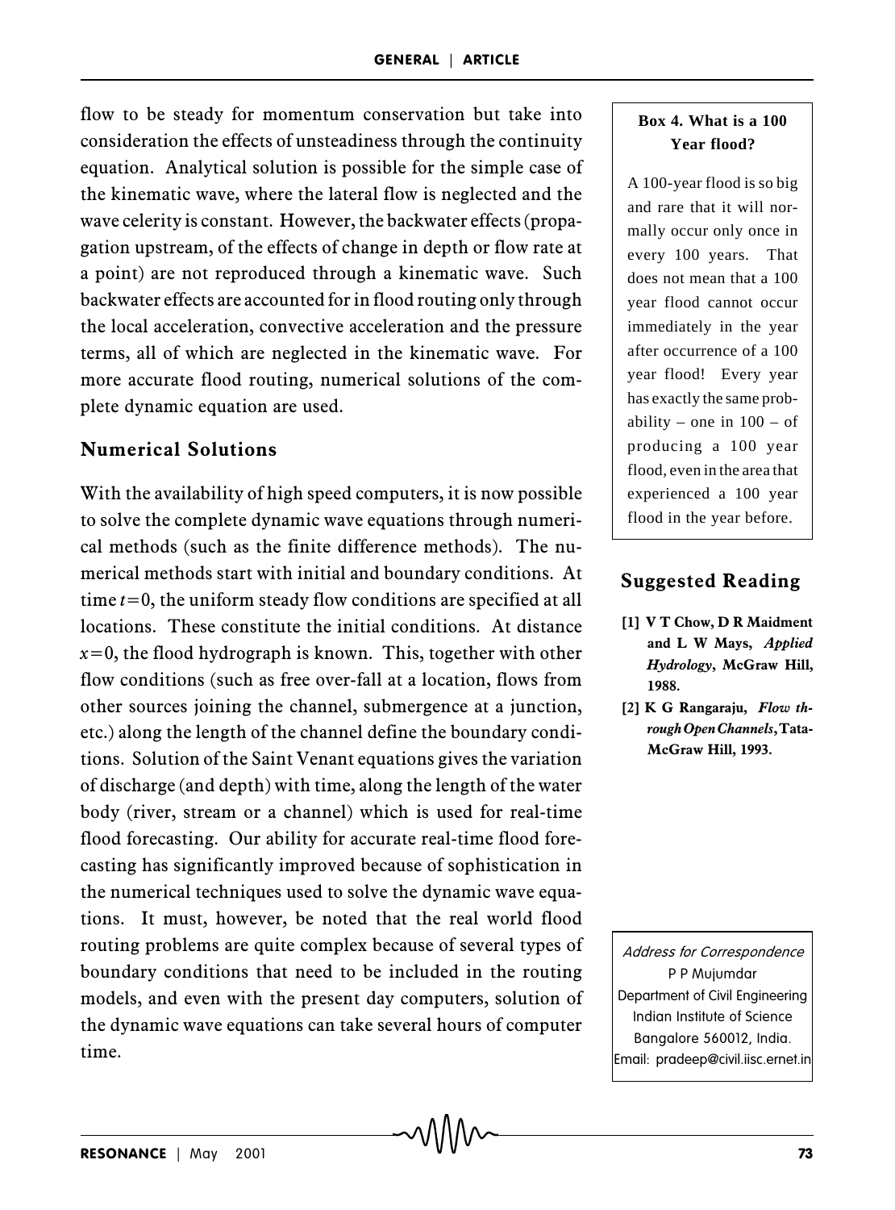flow to be steady for momentum conservation but take into consideration the effects of unsteadiness through the continuity equation. Analytical solution is possible for the simple case of the kinematic wave, where the lateral flow is neglected and the wave celerity is constant. However, the backwater effects (propagation upstream, of the effects of change in depth or flow rate at a point) are not reproduced through a kinematic wave. Such backwater effects are accounted for in flood routing only through the local acceleration, convective acceleration and the pressure terms, all of which are neglected in the kinematic wave. For more accurate flood routing, numerical solutions of the complete dynamic equation are used.

## Numerical Solutions

With the availability of high speed computers, it is now possible to solve the complete dynamic wave equations through numerical methods (such as the finite difference methods). The numerical methods start with initial and boundary conditions. At time $t=0$, the uniform steady flow conditions are specified at all locations. These constitute the initial conditions. At distance $x=0$, the flood hydrograph is known. This, together with other flow conditions (such as free over-fall at a location, flows from other sources joining the channel, submergence at a junction, etc.) along the length of the channel define the boundary conditions. Solution of the Saint Venant equations gives the variation of discharge (and depth) with time, along the length of the water body (river, stream or a channel) which is used for real-time flood forecasting. Our ability for accurate real-time flood forecasting has significantly improved because of sophistication in the numerical techniques used to solve the dynamic wave equations. It must, however, be noted that the real world flood routing problems are quite complex because of several types of boundary conditions that need to be included in the routing models, and even with the present day computers, solution of the dynamic wave equations can take several hours of computer time.

**Box 4. What is a 100 Year flood?**

A 100-year flood is so big and rare that it will normally occur only once in every 100 years. That does not mean that a 100 year flood cannot occur immediately in the year after occurrence of a 100 year flood! Every year has exactly the same probability – one in 100 – of producing a 100 year flood, even in the area that experienced a 100 year flood in the year before.

## Suggested Reading

**[1] V T Chow, D R Maidment and L W Mays, *Applied Hydrology*, McGraw Hill, 1988.**

**[2] K G Rangaraju, *Flow through Open Channels*, Tata-McGraw Hill, 1993.**

*Address for Correspondence*
P P Mujumdar
Department of Civil Engineering
Indian Institute of Science
Bangalore 560012, India.
Email: pradeep@civil.iisc.ernet.in